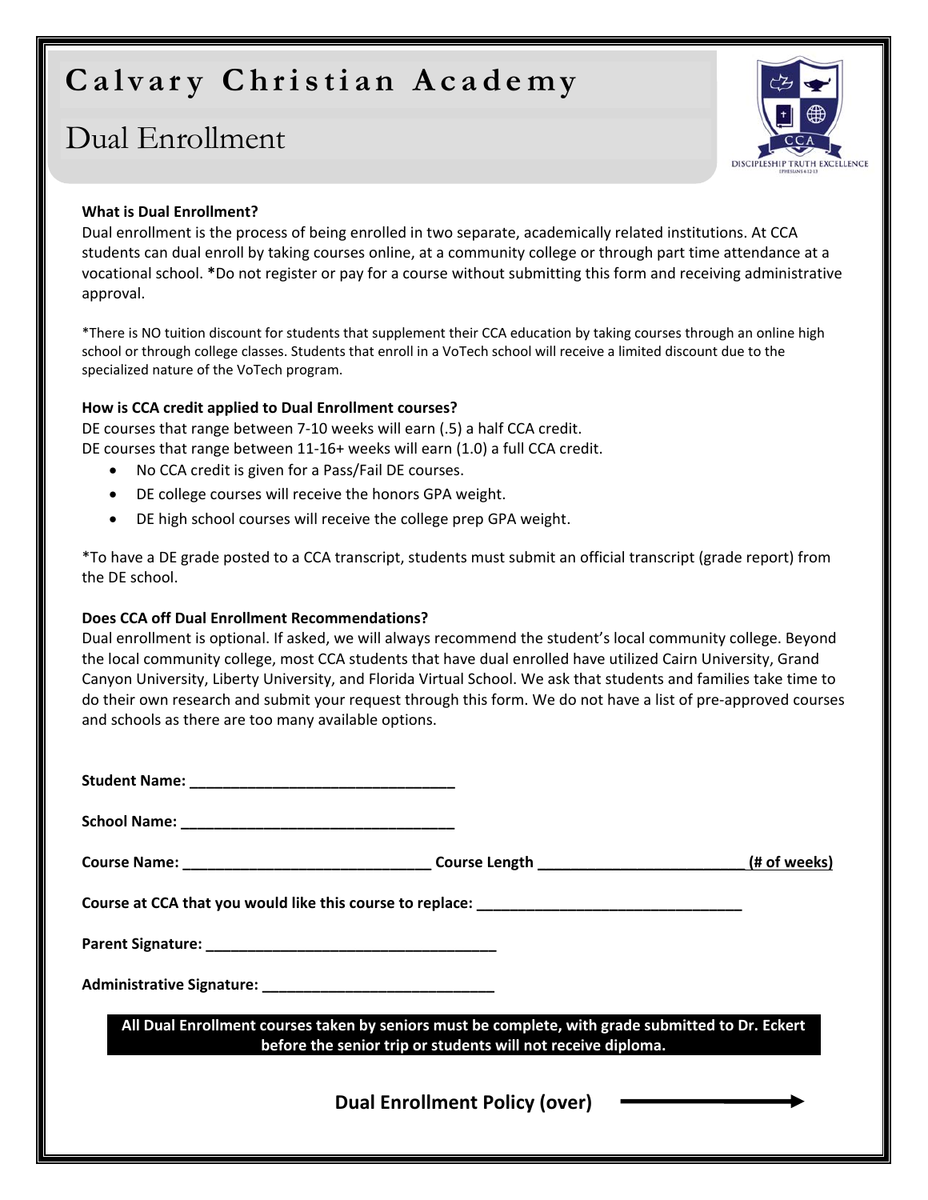# Calvary Christian Academy

## Dual Enrollment

**What is Dual Enrollment?**

Dual enrollment is the process of being enrolled in two separate, academically related institutions. At CCA students can dual enroll by taking courses online, at a community college or through part time attendance at a vocational school. ***Do not register or pay for a course without submitting this form and receiving administrative approval.**

*There is NO tuition discount for students that supplement their CCA education by taking courses through an online high school or through college classes. Students that enroll in a VoTech school will receive a limited discount due to the specialized nature of the VoTech program.

**How is CCA credit applied to Dual Enrollment courses?**

DE courses that range between 7-10 weeks will earn (.5) a half CCA credit.
DE courses that range between 11-16+ weeks will earn (1.0) a full CCA credit.

- No CCA credit is given for a Pass/Fail DE courses.
- DE college courses will receive the honors GPA weight.
- DE high school courses will receive the college prep GPA weight.

*To have a DE grade posted to a CCA transcript, students must submit an official transcript (grade report) from the DE school.

**Does CCA off Dual Enrollment Recommendations?**

Dual enrollment is optional. If asked, we will always recommend the student's local community college. Beyond the local community college, most CCA students that have dual enrolled have utilized Cairn University, Grand Canyon University, Liberty University, and Florida Virtual School. We ask that students and families take time to do their own research and submit your request through this form. We do not have a list of pre-approved courses and schools as there are too many available options.

**Student Name:** ________________________________

**School Name:** ________________________________

**Course Name:** ______________________________ **Course Length** ________________________ **(# of weeks)**

**Course at CCA that you would like this course to replace:** ________________________________

**Parent Signature:** ___________________________________

**Administrative Signature:** ____________________________

**All Dual Enrollment courses taken by seniors must be complete, with grade submitted to Dr. Eckert before the senior trip or students will not receive diploma.**

**Dual Enrollment Policy (over)** →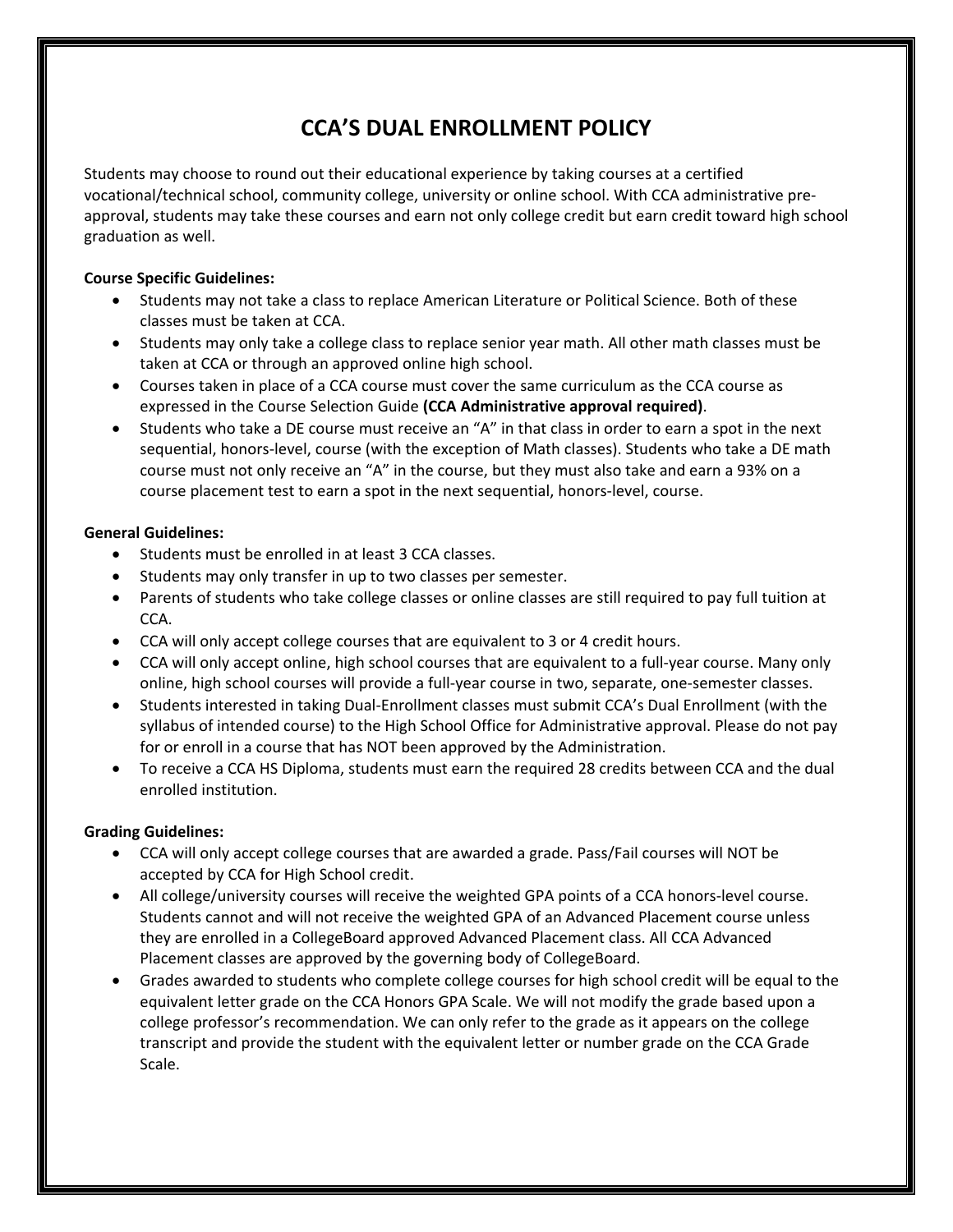# CCA'S DUAL ENROLLMENT POLICY

Students may choose to round out their educational experience by taking courses at a certified vocational/technical school, community college, university or online school. With CCA administrative pre-approval, students may take these courses and earn not only college credit but earn credit toward high school graduation as well.

**Course Specific Guidelines:**

- Students may not take a class to replace American Literature or Political Science. Both of these classes must be taken at CCA.
- Students may only take a college class to replace senior year math. All other math classes must be taken at CCA or through an approved online high school.
- Courses taken in place of a CCA course must cover the same curriculum as the CCA course as expressed in the Course Selection Guide **(CCA Administrative approval required)**.
- Students who take a DE course must receive an "A" in that class in order to earn a spot in the next sequential, honors-level, course (with the exception of Math classes). Students who take a DE math course must not only receive an "A" in the course, but they must also take and earn a 93% on a course placement test to earn a spot in the next sequential, honors-level, course.

**General Guidelines:**

- Students must be enrolled in at least 3 CCA classes.
- Students may only transfer in up to two classes per semester.
- Parents of students who take college classes or online classes are still required to pay full tuition at CCA.
- CCA will only accept college courses that are equivalent to 3 or 4 credit hours.
- CCA will only accept online, high school courses that are equivalent to a full-year course. Many only online, high school courses will provide a full-year course in two, separate, one-semester classes.
- Students interested in taking Dual-Enrollment classes must submit CCA's Dual Enrollment (with the syllabus of intended course) to the High School Office for Administrative approval. Please do not pay for or enroll in a course that has NOT been approved by the Administration.
- To receive a CCA HS Diploma, students must earn the required 28 credits between CCA and the dual enrolled institution.

**Grading Guidelines:**

- CCA will only accept college courses that are awarded a grade. Pass/Fail courses will NOT be accepted by CCA for High School credit.
- All college/university courses will receive the weighted GPA points of a CCA honors-level course. Students cannot and will not receive the weighted GPA of an Advanced Placement course unless they are enrolled in a CollegeBoard approved Advanced Placement class. All CCA Advanced Placement classes are approved by the governing body of CollegeBoard.
- Grades awarded to students who complete college courses for high school credit will be equal to the equivalent letter grade on the CCA Honors GPA Scale. We will not modify the grade based upon a college professor's recommendation. We can only refer to the grade as it appears on the college transcript and provide the student with the equivalent letter or number grade on the CCA Grade Scale.